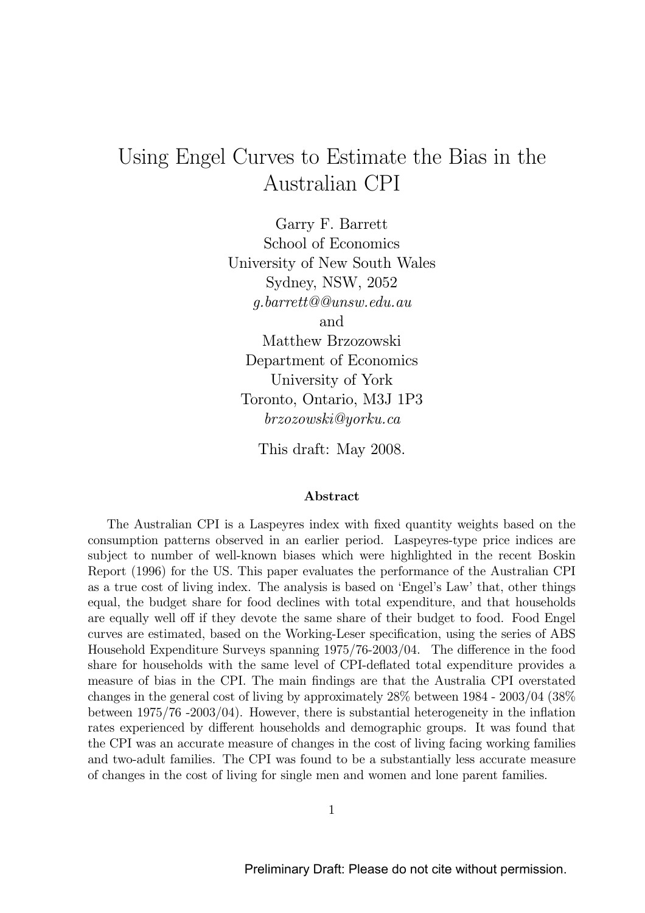# Using Engel Curves to Estimate the Bias in the Australian CPI

Garry F. Barrett
School of Economics
University of New South Wales
Sydney, NSW, 2052
*g.barrett@@unsw.edu.au*

and

Matthew Brzozowski
Department of Economics
University of York
Toronto, Ontario, M3J 1P3
*brzozowski@yorku.ca*

This draft: May 2008.

### Abstract

The Australian CPI is a Laspeyres index with fixed quantity weights based on the consumption patterns observed in an earlier period. Laspeyres-type price indices are subject to number of well-known biases which were highlighted in the recent Boskin Report (1996) for the US. This paper evaluates the performance of the Australian CPI as a true cost of living index. The analysis is based on 'Engel's Law' that, other things equal, the budget share for food declines with total expenditure, and that households are equally well off if they devote the same share of their budget to food. Food Engel curves are estimated, based on the Working-Leser specification, using the series of ABS Household Expenditure Surveys spanning 1975/76-2003/04. The difference in the food share for households with the same level of CPI-deflated total expenditure provides a measure of bias in the CPI. The main findings are that the Australia CPI overstated changes in the general cost of living by approximately 28% between 1984 - 2003/04 (38% between 1975/76 -2003/04). However, there is substantial heterogeneity in the inflation rates experienced by different households and demographic groups. It was found that the CPI was an accurate measure of changes in the cost of living facing working families and two-adult families. The CPI was found to be a substantially less accurate measure of changes in the cost of living for single men and women and lone parent families.

Preliminary Draft: Please do not cite without permission.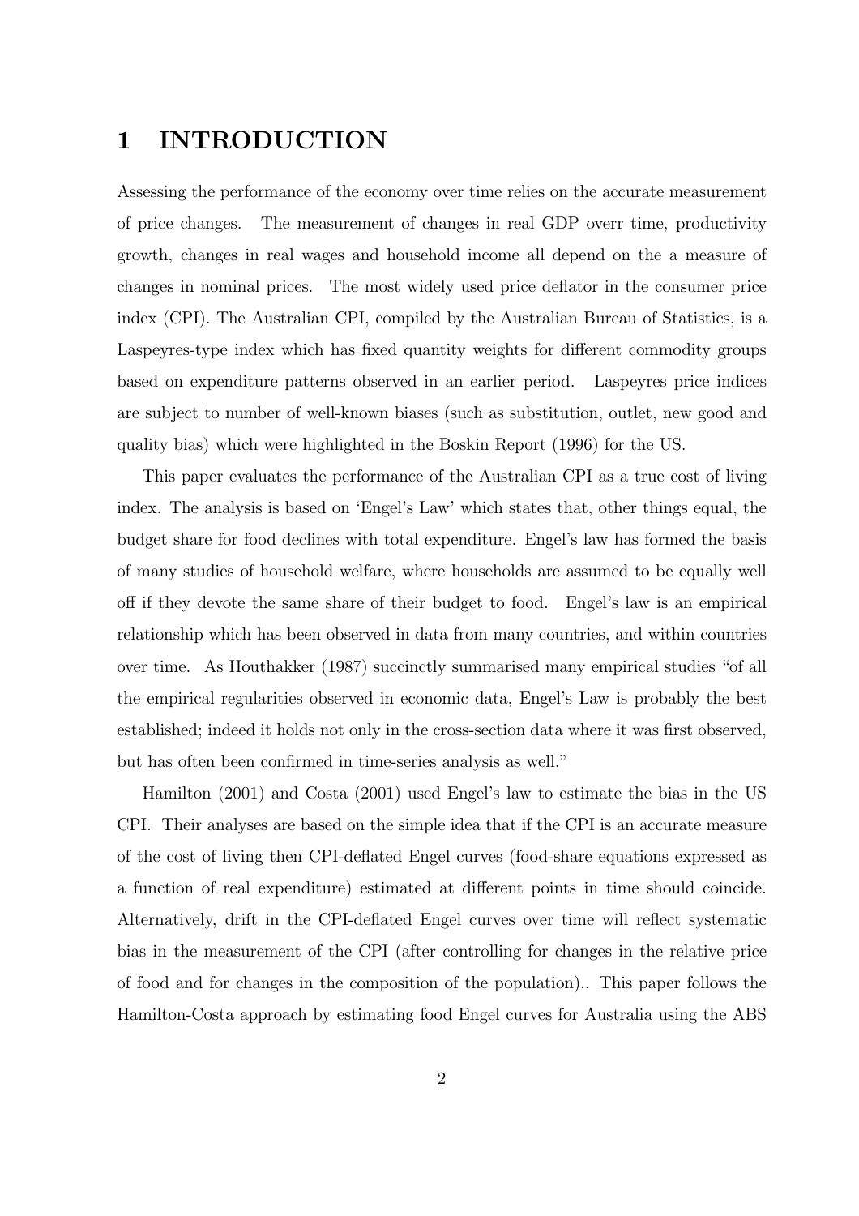# 1 INTRODUCTION

Assessing the performance of the economy over time relies on the accurate measurement of price changes. The measurement of changes in real GDP overr time, productivity growth, changes in real wages and household income all depend on the a measure of changes in nominal prices. The most widely used price deflator in the consumer price index (CPI). The Australian CPI, compiled by the Australian Bureau of Statistics, is a Laspeyres-type index which has fixed quantity weights for different commodity groups based on expenditure patterns observed in an earlier period. Laspeyres price indices are subject to number of well-known biases (such as substitution, outlet, new good and quality bias) which were highlighted in the Boskin Report (1996) for the US.

This paper evaluates the performance of the Australian CPI as a true cost of living index. The analysis is based on 'Engel's Law' which states that, other things equal, the budget share for food declines with total expenditure. Engel's law has formed the basis of many studies of household welfare, where households are assumed to be equally well off if they devote the same share of their budget to food. Engel's law is an empirical relationship which has been observed in data from many countries, and within countries over time. As Houthakker (1987) succinctly summarised many empirical studies "of all the empirical regularities observed in economic data, Engel's Law is probably the best established; indeed it holds not only in the cross-section data where it was first observed, but has often been confirmed in time-series analysis as well."

Hamilton (2001) and Costa (2001) used Engel's law to estimate the bias in the US CPI. Their analyses are based on the simple idea that if the CPI is an accurate measure of the cost of living then CPI-deflated Engel curves (food-share equations expressed as a function of real expenditure) estimated at different points in time should coincide. Alternatively, drift in the CPI-deflated Engel curves over time will reflect systematic bias in the measurement of the CPI (after controlling for changes in the relative price of food and for changes in the composition of the population).. This paper follows the Hamilton-Costa approach by estimating food Engel curves for Australia using the ABS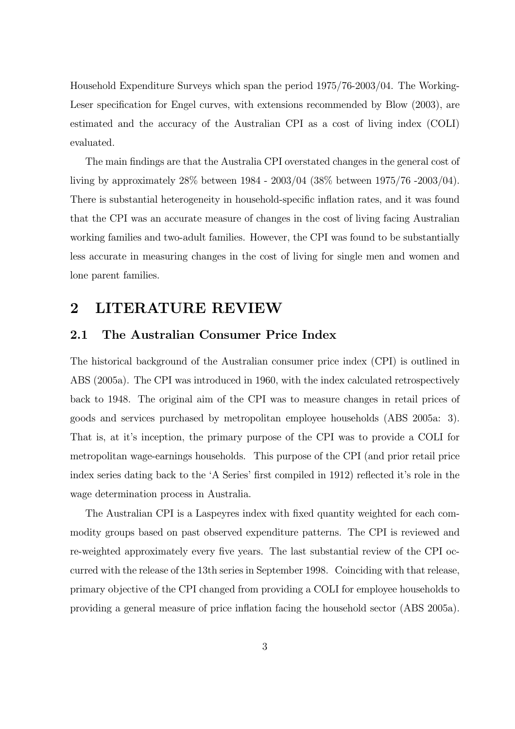Household Expenditure Surveys which span the period 1975/76-2003/04. The Working-Leser specification for Engel curves, with extensions recommended by Blow (2003), are estimated and the accuracy of the Australian CPI as a cost of living index (COLI) evaluated.

The main findings are that the Australia CPI overstated changes in the general cost of living by approximately 28% between 1984 - 2003/04 (38% between 1975/76 -2003/04). There is substantial heterogeneity in household-specific inflation rates, and it was found that the CPI was an accurate measure of changes in the cost of living facing Australian working families and two-adult families. However, the CPI was found to be substantially less accurate in measuring changes in the cost of living for single men and women and lone parent families.

# 2 LITERATURE REVIEW

## 2.1 The Australian Consumer Price Index

The historical background of the Australian consumer price index (CPI) is outlined in ABS (2005a). The CPI was introduced in 1960, with the index calculated retrospectively back to 1948. The original aim of the CPI was to measure changes in retail prices of goods and services purchased by metropolitan employee households (ABS 2005a: 3). That is, at it's inception, the primary purpose of the CPI was to provide a COLI for metropolitan wage-earnings households. This purpose of the CPI (and prior retail price index series dating back to the 'A Series' first compiled in 1912) reflected it's role in the wage determination process in Australia.

The Australian CPI is a Laspeyres index with fixed quantity weighted for each commodity groups based on past observed expenditure patterns. The CPI is reviewed and re-weighted approximately every five years. The last substantial review of the CPI occurred with the release of the 13th series in September 1998. Coinciding with that release, primary objective of the CPI changed from providing a COLI for employee households to providing a general measure of price inflation facing the household sector (ABS 2005a).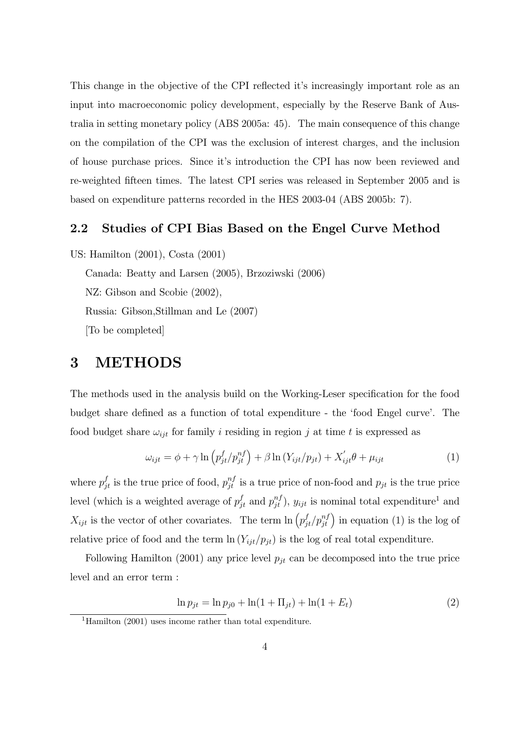This change in the objective of the CPI reflected it's increasingly important role as an input into macroeconomic policy development, especially by the Reserve Bank of Australia in setting monetary policy (ABS 2005a: 45). The main consequence of this change on the compilation of the CPI was the exclusion of interest charges, and the inclusion of house purchase prices. Since it's introduction the CPI has now been reviewed and re-weighted fifteen times. The latest CPI series was released in September 2005 and is based on expenditure patterns recorded in the HES 2003-04 (ABS 2005b: 7).

## 2.2 Studies of CPI Bias Based on the Engel Curve Method

US: Hamilton (2001), Costa (2001)

Canada: Beatty and Larsen (2005), Brzoziwski (2006)

NZ: Gibson and Scobie (2002),

Russia: Gibson,Stillman and Le (2007)

[To be completed]

# 3 METHODS

The methods used in the analysis build on the Working-Leser specification for the food budget share defined as a function of total expenditure - the 'food Engel curve'. The food budget share $\omega_{ijt}$ for family $i$ residing in region $j$ at time $t$ is expressed as

$$\omega_{ijt} = \phi + \gamma \ln\left(p^{f}_{jt}/p^{nf}_{jt}\right) + \beta \ln\left(Y_{ijt}/p_{jt}\right) + X^{'}_{ijt}\theta + \mu_{ijt} \tag{1}$$

where $p^{f}_{jt}$ is the true price of food, $p^{nf}_{jt}$ is a true price of non-food and $p_{jt}$ is the true price level (which is a weighted average of $p^{f}_{jt}$ and $p^{nf}_{jt}$), $y_{ijt}$ is nominal total expenditure[1] and $X_{ijt}$ is the vector of other covariates. The term $\ln\left(p^{f}_{jt}/p^{nf}_{jt}\right)$ in equation (1) is the log of relative price of food and the term $\ln\left(Y_{ijt}/p_{jt}\right)$ is the log of real total expenditure.

Following Hamilton (2001) any price level $p_{jt}$ can be decomposed into the true price level and an error term :

$$\ln p_{jt} = \ln p_{j0} + \ln(1 + \Pi_{jt}) + \ln(1 + E_{t}) \tag{2}$$

[1] Hamilton (2001) uses income rather than total expenditure.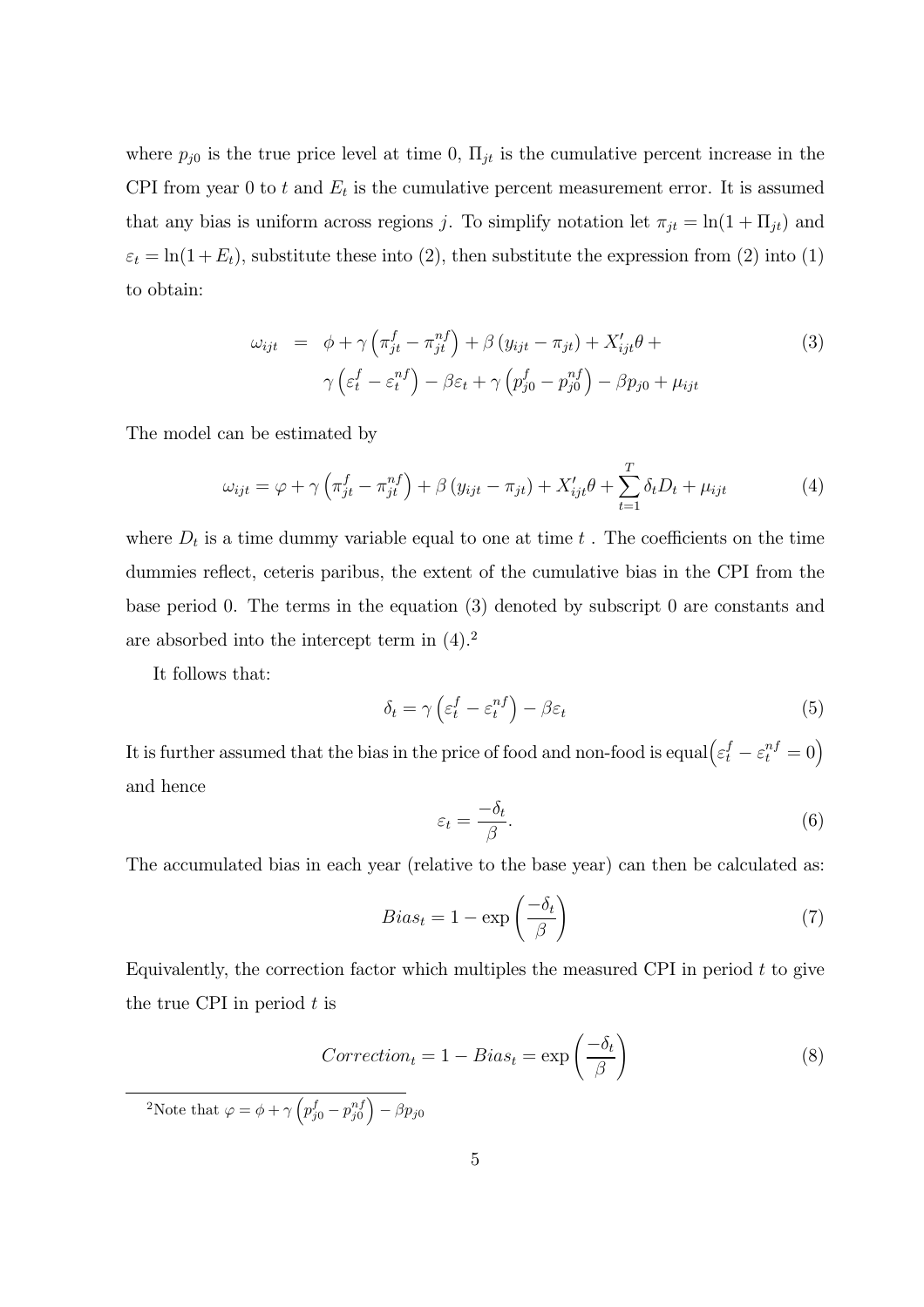where $p_{j0}$ is the true price level at time 0, $\Pi_{jt}$ is the cumulative percent increase in the CPI from year 0 to $t$ and $E_t$ is the cumulative percent measurement error. It is assumed that any bias is uniform across regions $j$. To simplify notation let $\pi_{jt} = \ln(1 + \Pi_{jt})$ and $\varepsilon_t = \ln(1+E_t)$, substitute these into (2), then substitute the expression from (2) into (1) to obtain:

$$\begin{aligned} \omega_{ijt} &= \phi + \gamma \left( \pi_{jt}^{f} - \pi_{jt}^{nf} \right) + \beta \left( y_{ijt} - \pi_{jt} \right) + X_{ijt}'\theta + \\ &\quad \gamma \left( \varepsilon_{t}^{f} - \varepsilon_{t}^{nf} \right) - \beta \varepsilon_t + \gamma \left( p_{j0}^{f} - p_{j0}^{nf} \right) - \beta p_{j0} + \mu_{ijt} \end{aligned} \tag{3}$$

The model can be estimated by

$$\omega_{ijt} = \varphi + \gamma \left( \pi_{jt}^{f} - \pi_{jt}^{nf} \right) + \beta \left( y_{ijt} - \pi_{jt} \right) + X_{ijt}'\theta + \sum_{t=1}^{T} \delta_t D_t + \mu_{ijt} \tag{4}$$

where $D_t$ is a time dummy variable equal to one at time $t$ . The coefficients on the time dummies reflect, ceteris paribus, the extent of the cumulative bias in the CPI from the base period 0. The terms in the equation (3) denoted by subscript 0 are constants and are absorbed into the intercept term in (4).[2]

It follows that:

$$\delta_t = \gamma \left( \varepsilon_{t}^{f} - \varepsilon_{t}^{nf} \right) - \beta \varepsilon_t \tag{5}$$

It is further assumed that the bias in the price of food and non-food is equal$\left( \varepsilon_{t}^{f} - \varepsilon_{t}^{nf} = 0 \right)$ and hence

$$\varepsilon_t = \frac{-\delta_t}{\beta}. \tag{6}$$

The accumulated bias in each year (relative to the base year) can then be calculated as:

$$Bias_t = 1 - \exp\left( \frac{-\delta_t}{\beta} \right) \tag{7}$$

Equivalently, the correction factor which multiples the measured CPI in period $t$ to give the true CPI in period $t$ is

$$Correction_t = 1 - Bias_t = \exp\left( \frac{-\delta_t}{\beta} \right) \tag{8}$$

[2] Note that $\varphi = \phi + \gamma \left( p_{j0}^{f} - p_{j0}^{nf} \right) - \beta p_{j0}$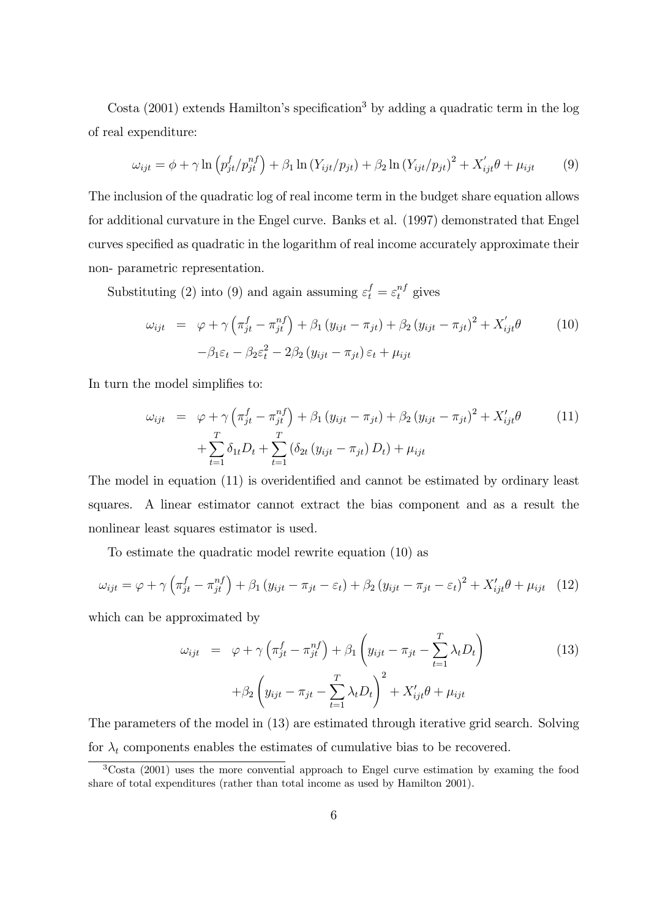Costa (2001) extends Hamilton's specification[3] by adding a quadratic term in the log of real expenditure:

$$\omega_{ijt} = \phi + \gamma \ln\left(p_{jt}^{f}/p_{jt}^{nf}\right) + \beta_1 \ln\left(Y_{ijt}/p_{jt}\right) + \beta_2 \ln\left(Y_{ijt}/p_{jt}\right)^2 + X_{ijt}^{'}\theta + \mu_{ijt} \tag{9}$$

The inclusion of the quadratic log of real income term in the budget share equation allows for additional curvature in the Engel curve. Banks et al. (1997) demonstrated that Engel curves specified as quadratic in the logarithm of real income accurately approximate their non- parametric representation.

Substituting (2) into (9) and again assuming $\varepsilon_t^f = \varepsilon_t^{nf}$ gives

$$\begin{aligned} \omega_{ijt} &= \varphi + \gamma\left(\pi_{jt}^{f} - \pi_{jt}^{nf}\right) + \beta_1\left(y_{ijt} - \pi_{jt}\right) + \beta_2\left(y_{ijt} - \pi_{jt}\right)^2 + X_{ijt}^{'}\theta \\ &\quad -\beta_1\varepsilon_t - \beta_2\varepsilon_t^2 - 2\beta_2\left(y_{ijt} - \pi_{jt}\right)\varepsilon_t + \mu_{ijt} \end{aligned} \tag{10}$$

In turn the model simplifies to:

$$\begin{aligned} \omega_{ijt} &= \varphi + \gamma\left(\pi_{jt}^{f} - \pi_{jt}^{nf}\right) + \beta_1\left(y_{ijt} - \pi_{jt}\right) + \beta_2\left(y_{ijt} - \pi_{jt}\right)^2 + X_{ijt}'\theta \\ &\quad + \sum_{t=1}^{T}\delta_{1t}D_t + \sum_{t=1}^{T}\left(\delta_{2t}\left(y_{ijt} - \pi_{jt}\right)D_t\right) + \mu_{ijt} \end{aligned} \tag{11}$$

The model in equation (11) is overidentified and cannot be estimated by ordinary least squares. A linear estimator cannot extract the bias component and as a result the nonlinear least squares estimator is used.

To estimate the quadratic model rewrite equation (10) as

$$\omega_{ijt} = \varphi + \gamma\left(\pi_{jt}^{f} - \pi_{jt}^{nf}\right) + \beta_1\left(y_{ijt} - \pi_{jt} - \varepsilon_t\right) + \beta_2\left(y_{ijt} - \pi_{jt} - \varepsilon_t\right)^2 + X_{ijt}'\theta + \mu_{ijt} \tag{12}$$

which can be approximated by

$$\begin{aligned} \omega_{ijt} &= \varphi + \gamma\left(\pi_{jt}^{f} - \pi_{jt}^{nf}\right) + \beta_1\left(y_{ijt} - \pi_{jt} - \sum_{t=1}^{T}\lambda_t D_t\right) \\ &\quad + \beta_2\left(y_{ijt} - \pi_{jt} - \sum_{t=1}^{T}\lambda_t D_t\right)^2 + X_{ijt}'\theta + \mu_{ijt} \end{aligned} \tag{13}$$

The parameters of the model in (13) are estimated through iterative grid search. Solving for $\lambda_t$ components enables the estimates of cumulative bias to be recovered.

[3] Costa (2001) uses the more convential approach to Engel curve estimation by examing the food share of total expenditures (rather than total income as used by Hamilton 2001).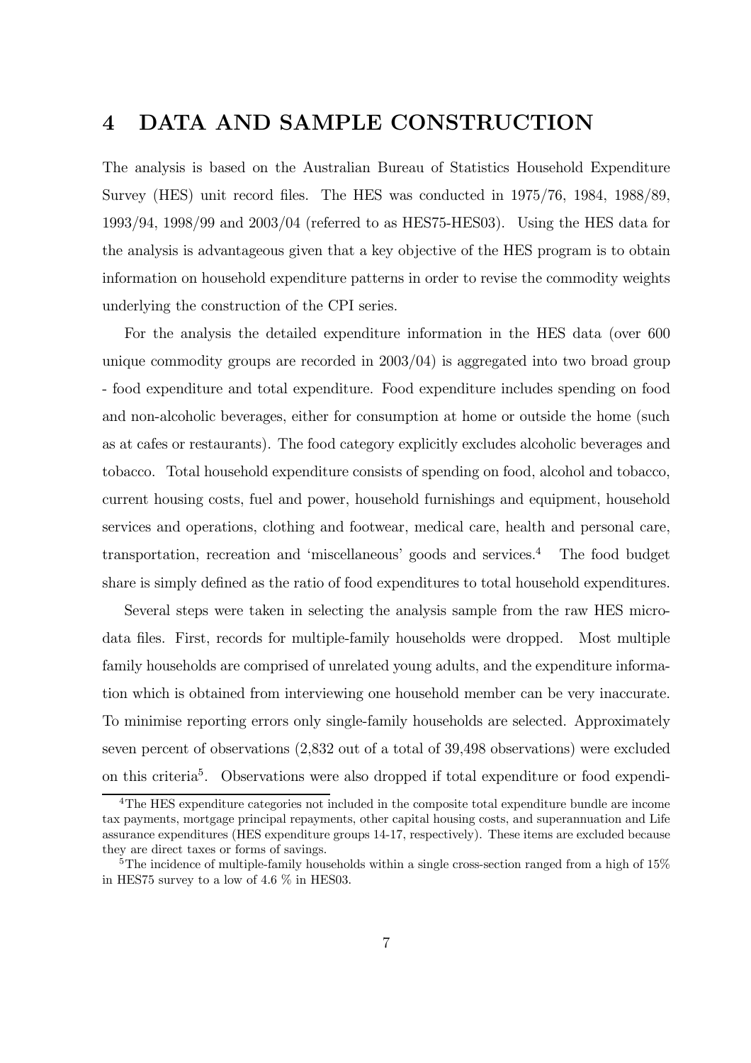# 4 DATA AND SAMPLE CONSTRUCTION

The analysis is based on the Australian Bureau of Statistics Household Expenditure Survey (HES) unit record files. The HES was conducted in 1975/76, 1984, 1988/89, 1993/94, 1998/99 and 2003/04 (referred to as HES75-HES03). Using the HES data for the analysis is advantageous given that a key objective of the HES program is to obtain information on household expenditure patterns in order to revise the commodity weights underlying the construction of the CPI series.

For the analysis the detailed expenditure information in the HES data (over 600 unique commodity groups are recorded in 2003/04) is aggregated into two broad group - food expenditure and total expenditure. Food expenditure includes spending on food and non-alcoholic beverages, either for consumption at home or outside the home (such as at cafes or restaurants). The food category explicitly excludes alcoholic beverages and tobacco. Total household expenditure consists of spending on food, alcohol and tobacco, current housing costs, fuel and power, household furnishings and equipment, household services and operations, clothing and footwear, medical care, health and personal care, transportation, recreation and 'miscellaneous' goods and services.[4] The food budget share is simply defined as the ratio of food expenditures to total household expenditures.

Several steps were taken in selecting the analysis sample from the raw HES micro-data files. First, records for multiple-family households were dropped. Most multiple family households are comprised of unrelated young adults, and the expenditure information which is obtained from interviewing one household member can be very inaccurate. To minimise reporting errors only single-family households are selected. Approximately seven percent of observations (2,832 out of a total of 39,498 observations) were excluded on this criteria[5]. Observations were also dropped if total expenditure or food expendi-

[4] The HES expenditure categories not included in the composite total expenditure bundle are income tax payments, mortgage principal repayments, other capital housing costs, and superannuation and Life assurance expenditures (HES expenditure groups 14-17, respectively). These items are excluded because they are direct taxes or forms of savings.

[5] The incidence of multiple-family households within a single cross-section ranged from a high of 15% in HES75 survey to a low of 4.6 % in HES03.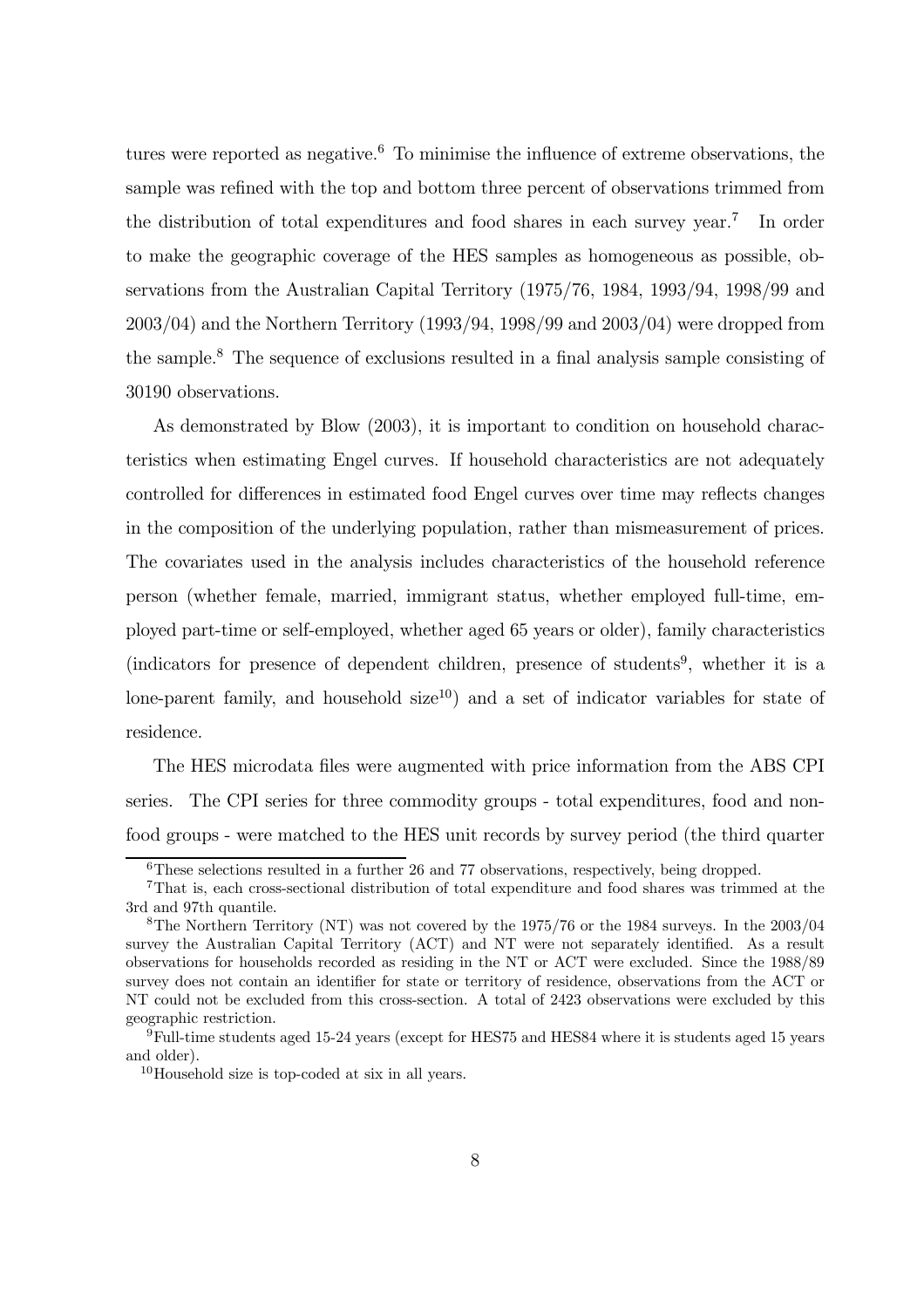tures were reported as negative.[6] To minimise the influence of extreme observations, the sample was refined with the top and bottom three percent of observations trimmed from the distribution of total expenditures and food shares in each survey year.[7] In order to make the geographic coverage of the HES samples as homogeneous as possible, observations from the Australian Capital Territory (1975/76, 1984, 1993/94, 1998/99 and 2003/04) and the Northern Territory (1993/94, 1998/99 and 2003/04) were dropped from the sample.[8] The sequence of exclusions resulted in a final analysis sample consisting of 30190 observations.

As demonstrated by Blow (2003), it is important to condition on household characteristics when estimating Engel curves. If household characteristics are not adequately controlled for differences in estimated food Engel curves over time may reflects changes in the composition of the underlying population, rather than mismeasurement of prices. The covariates used in the analysis includes characteristics of the household reference person (whether female, married, immigrant status, whether employed full-time, employed part-time or self-employed, whether aged 65 years or older), family characteristics (indicators for presence of dependent children, presence of students[9], whether it is a lone-parent family, and household size[10]) and a set of indicator variables for state of residence.

The HES microdata files were augmented with price information from the ABS CPI series. The CPI series for three commodity groups - total expenditures, food and non-food groups - were matched to the HES unit records by survey period (the third quarter

[6] These selections resulted in a further 26 and 77 observations, respectively, being dropped.

[7] That is, each cross-sectional distribution of total expenditure and food shares was trimmed at the 3rd and 97th quantile.

[8] The Northern Territory (NT) was not covered by the 1975/76 or the 1984 surveys. In the 2003/04 survey the Australian Capital Territory (ACT) and NT were not separately identified. As a result observations for households recorded as residing in the NT or ACT were excluded. Since the 1988/89 survey does not contain an identifier for state or territory of residence, observations from the ACT or NT could not be excluded from this cross-section. A total of 2423 observations were excluded by this geographic restriction.

[9] Full-time students aged 15-24 years (except for HES75 and HES84 where it is students aged 15 years and older).

[10] Household size is top-coded at six in all years.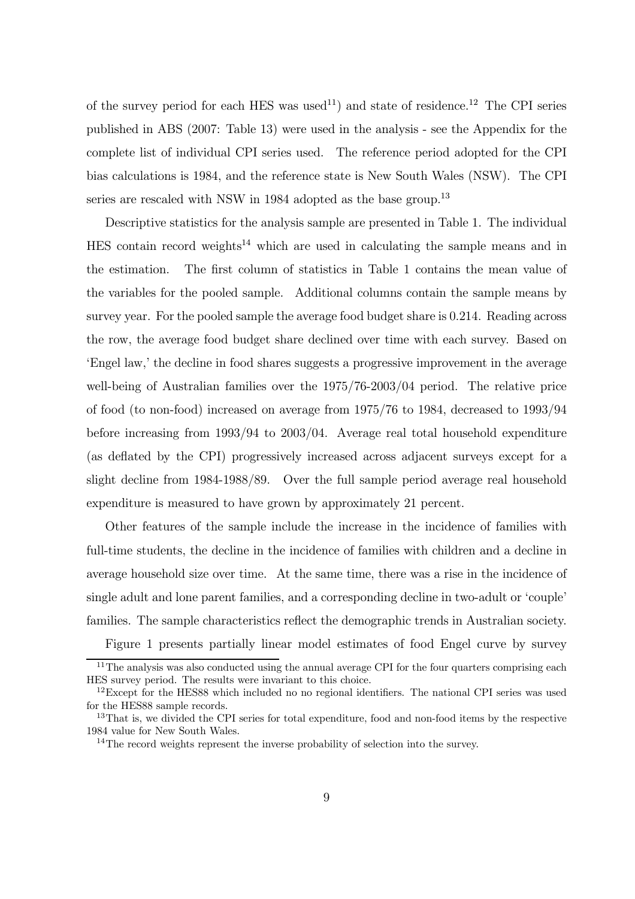of the survey period for each HES was used[11]) and state of residence.[12] The CPI series published in ABS (2007: Table 13) were used in the analysis - see the Appendix for the complete list of individual CPI series used. The reference period adopted for the CPI bias calculations is 1984, and the reference state is New South Wales (NSW). The CPI series are rescaled with NSW in 1984 adopted as the base group.[13]

Descriptive statistics for the analysis sample are presented in Table 1. The individual HES contain record weights[14] which are used in calculating the sample means and in the estimation. The first column of statistics in Table 1 contains the mean value of the variables for the pooled sample. Additional columns contain the sample means by survey year. For the pooled sample the average food budget share is 0.214. Reading across the row, the average food budget share declined over time with each survey. Based on 'Engel law,' the decline in food shares suggests a progressive improvement in the average well-being of Australian families over the 1975/76-2003/04 period. The relative price of food (to non-food) increased on average from 1975/76 to 1984, decreased to 1993/94 before increasing from 1993/94 to 2003/04. Average real total household expenditure (as deflated by the CPI) progressively increased across adjacent surveys except for a slight decline from 1984-1988/89. Over the full sample period average real household expenditure is measured to have grown by approximately 21 percent.

Other features of the sample include the increase in the incidence of families with full-time students, the decline in the incidence of families with children and a decline in average household size over time. At the same time, there was a rise in the incidence of single adult and lone parent families, and a corresponding decline in two-adult or 'couple' families. The sample characteristics reflect the demographic trends in Australian society.

Figure 1 presents partially linear model estimates of food Engel curve by survey

---

[11] The analysis was also conducted using the annual average CPI for the four quarters comprising each HES survey period. The results were invariant to this choice.

[12] Except for the HES88 which included no no regional identifiers. The national CPI series was used for the HES88 sample records.

[13] That is, we divided the CPI series for total expenditure, food and non-food items by the respective 1984 value for New South Wales.

[14] The record weights represent the inverse probability of selection into the survey.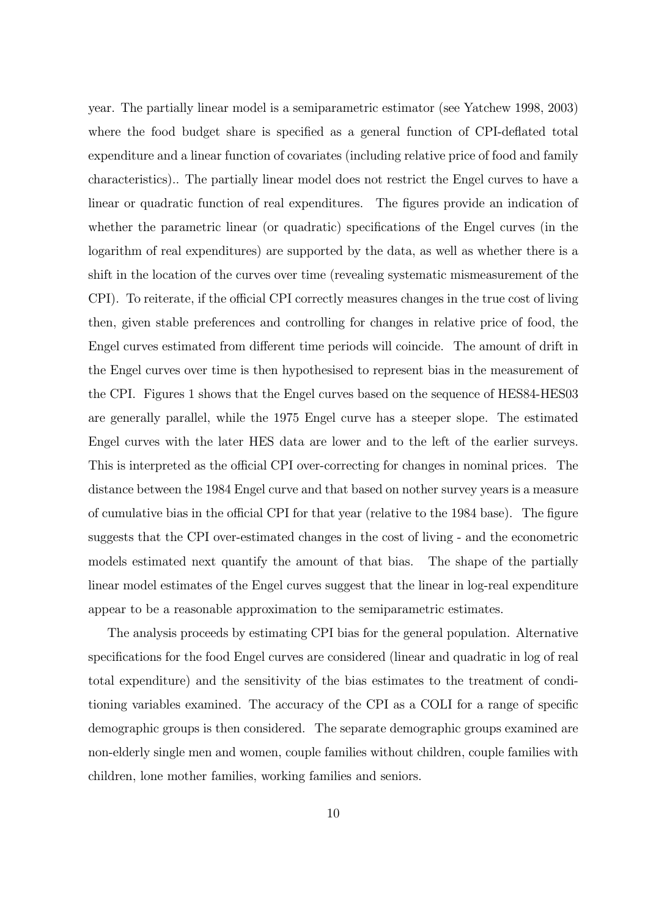year. The partially linear model is a semiparametric estimator (see Yatchew 1998, 2003) where the food budget share is specified as a general function of CPI-deflated total expenditure and a linear function of covariates (including relative price of food and family characteristics).. The partially linear model does not restrict the Engel curves to have a linear or quadratic function of real expenditures. The figures provide an indication of whether the parametric linear (or quadratic) specifications of the Engel curves (in the logarithm of real expenditures) are supported by the data, as well as whether there is a shift in the location of the curves over time (revealing systematic mismeasurement of the CPI). To reiterate, if the official CPI correctly measures changes in the true cost of living then, given stable preferences and controlling for changes in relative price of food, the Engel curves estimated from different time periods will coincide. The amount of drift in the Engel curves over time is then hypothesised to represent bias in the measurement of the CPI. Figures 1 shows that the Engel curves based on the sequence of HES84-HES03 are generally parallel, while the 1975 Engel curve has a steeper slope. The estimated Engel curves with the later HES data are lower and to the left of the earlier surveys. This is interpreted as the official CPI over-correcting for changes in nominal prices. The distance between the 1984 Engel curve and that based on nother survey years is a measure of cumulative bias in the official CPI for that year (relative to the 1984 base). The figure suggests that the CPI over-estimated changes in the cost of living - and the econometric models estimated next quantify the amount of that bias. The shape of the partially linear model estimates of the Engel curves suggest that the linear in log-real expenditure appear to be a reasonable approximation to the semiparametric estimates.

The analysis proceeds by estimating CPI bias for the general population. Alternative specifications for the food Engel curves are considered (linear and quadratic in log of real total expenditure) and the sensitivity of the bias estimates to the treatment of conditioning variables examined. The accuracy of the CPI as a COLI for a range of specific demographic groups is then considered. The separate demographic groups examined are non-elderly single men and women, couple families without children, couple families with children, lone mother families, working families and seniors.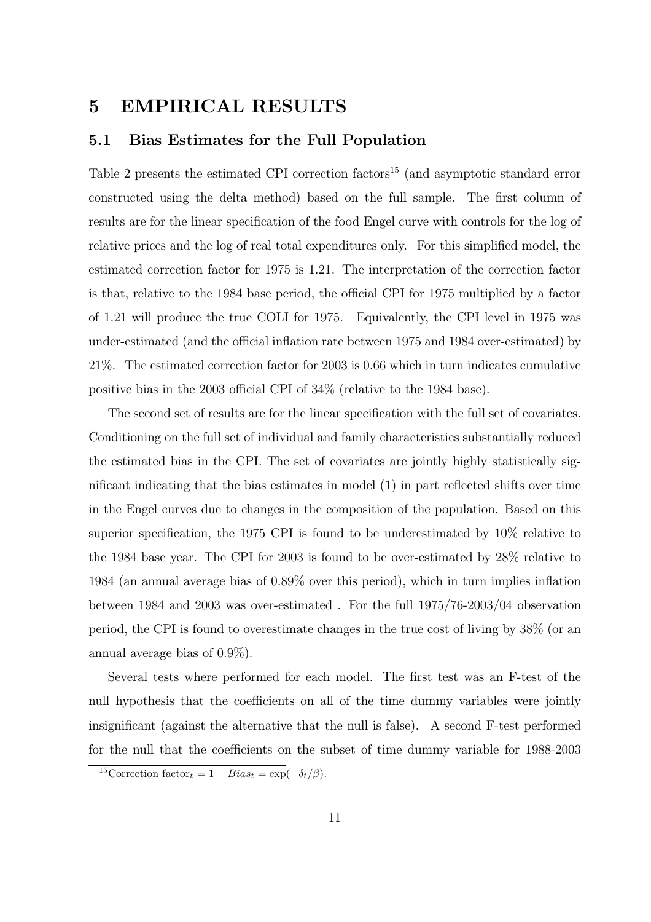# 5 EMPIRICAL RESULTS

## 5.1 Bias Estimates for the Full Population

Table 2 presents the estimated CPI correction factors[15] (and asymptotic standard error constructed using the delta method) based on the full sample. The first column of results are for the linear specification of the food Engel curve with controls for the log of relative prices and the log of real total expenditures only. For this simplified model, the estimated correction factor for 1975 is 1.21. The interpretation of the correction factor is that, relative to the 1984 base period, the official CPI for 1975 multiplied by a factor of 1.21 will produce the true COLI for 1975. Equivalently, the CPI level in 1975 was under-estimated (and the official inflation rate between 1975 and 1984 over-estimated) by 21%. The estimated correction factor for 2003 is 0.66 which in turn indicates cumulative positive bias in the 2003 official CPI of 34% (relative to the 1984 base).

The second set of results are for the linear specification with the full set of covariates. Conditioning on the full set of individual and family characteristics substantially reduced the estimated bias in the CPI. The set of covariates are jointly highly statistically significant indicating that the bias estimates in model (1) in part reflected shifts over time in the Engel curves due to changes in the composition of the population. Based on this superior specification, the 1975 CPI is found to be underestimated by 10% relative to the 1984 base year. The CPI for 2003 is found to be over-estimated by 28% relative to 1984 (an annual average bias of 0.89% over this period), which in turn implies inflation between 1984 and 2003 was over-estimated . For the full 1975/76-2003/04 observation period, the CPI is found to overestimate changes in the true cost of living by 38% (or an annual average bias of 0.9%).

Several tests where performed for each model. The first test was an F-test of the null hypothesis that the coefficients on all of the time dummy variables were jointly insignificant (against the alternative that the null is false). A second F-test performed for the null that the coefficients on the subset of time dummy variable for 1988-2003

[15] Correction factor$_t = 1 - Bias_t = \exp(-\delta_t/\beta)$.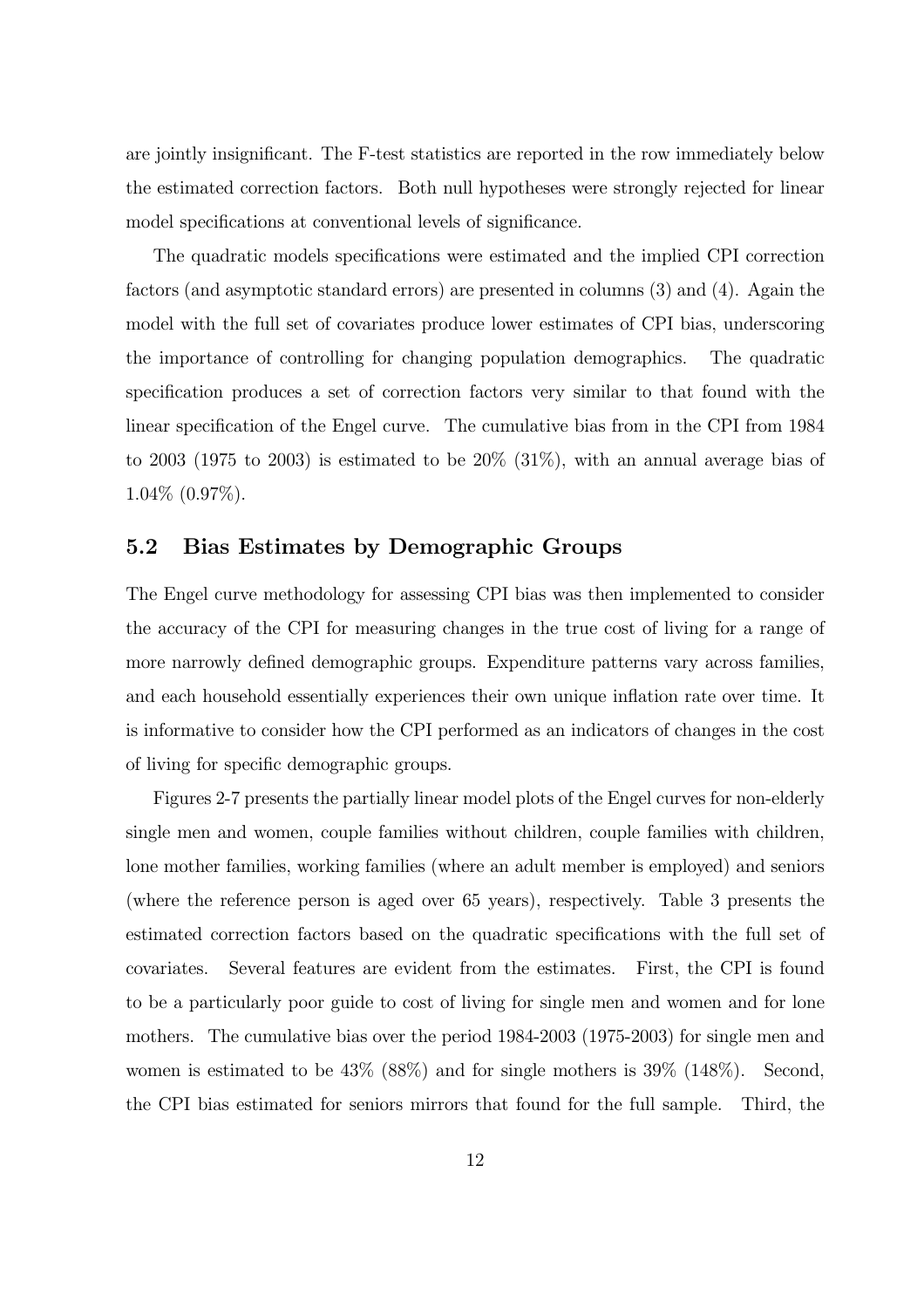are jointly insignificant. The F-test statistics are reported in the row immediately below the estimated correction factors. Both null hypotheses were strongly rejected for linear model specifications at conventional levels of significance.

The quadratic models specifications were estimated and the implied CPI correction factors (and asymptotic standard errors) are presented in columns (3) and (4). Again the model with the full set of covariates produce lower estimates of CPI bias, underscoring the importance of controlling for changing population demographics. The quadratic specification produces a set of correction factors very similar to that found with the linear specification of the Engel curve. The cumulative bias from in the CPI from 1984 to 2003 (1975 to 2003) is estimated to be 20% (31%), with an annual average bias of 1.04% (0.97%).

## 5.2 Bias Estimates by Demographic Groups

The Engel curve methodology for assessing CPI bias was then implemented to consider the accuracy of the CPI for measuring changes in the true cost of living for a range of more narrowly defined demographic groups. Expenditure patterns vary across families, and each household essentially experiences their own unique inflation rate over time. It is informative to consider how the CPI performed as an indicators of changes in the cost of living for specific demographic groups.

Figures 2-7 presents the partially linear model plots of the Engel curves for non-elderly single men and women, couple families without children, couple families with children, lone mother families, working families (where an adult member is employed) and seniors (where the reference person is aged over 65 years), respectively. Table 3 presents the estimated correction factors based on the quadratic specifications with the full set of covariates. Several features are evident from the estimates. First, the CPI is found to be a particularly poor guide to cost of living for single men and women and for lone mothers. The cumulative bias over the period 1984-2003 (1975-2003) for single men and women is estimated to be 43% (88%) and for single mothers is 39% (148%). Second, the CPI bias estimated for seniors mirrors that found for the full sample. Third, the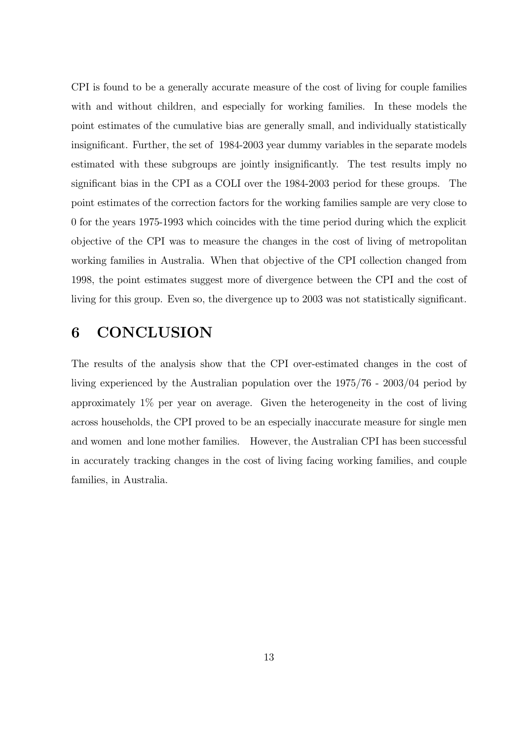CPI is found to be a generally accurate measure of the cost of living for couple families with and without children, and especially for working families. In these models the point estimates of the cumulative bias are generally small, and individually statistically insignificant. Further, the set of 1984-2003 year dummy variables in the separate models estimated with these subgroups are jointly insignificantly. The test results imply no significant bias in the CPI as a COLI over the 1984-2003 period for these groups. The point estimates of the correction factors for the working families sample are very close to 0 for the years 1975-1993 which coincides with the time period during which the explicit objective of the CPI was to measure the changes in the cost of living of metropolitan working families in Australia. When that objective of the CPI collection changed from 1998, the point estimates suggest more of divergence between the CPI and the cost of living for this group. Even so, the divergence up to 2003 was not statistically significant.

# 6 CONCLUSION

The results of the analysis show that the CPI over-estimated changes in the cost of living experienced by the Australian population over the 1975/76 - 2003/04 period by approximately 1% per year on average. Given the heterogeneity in the cost of living across households, the CPI proved to be an especially inaccurate measure for single men and women and lone mother families. However, the Australian CPI has been successful in accurately tracking changes in the cost of living facing working families, and couple families, in Australia.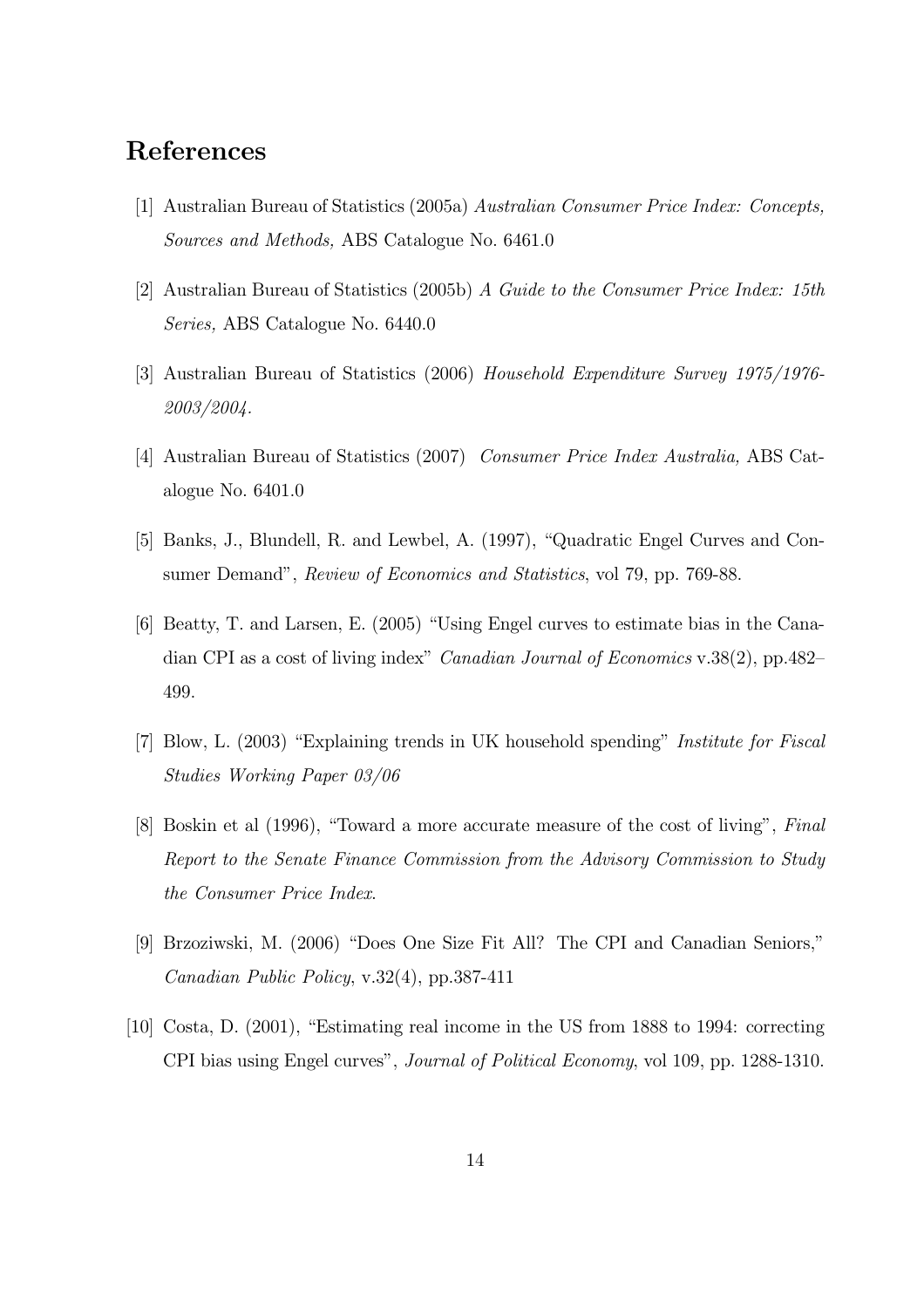# References

[1] Australian Bureau of Statistics (2005a) *Australian Consumer Price Index: Concepts, Sources and Methods,* ABS Catalogue No. 6461.0

[2] Australian Bureau of Statistics (2005b) *A Guide to the Consumer Price Index: 15th Series,* ABS Catalogue No. 6440.0

[3] Australian Bureau of Statistics (2006) *Household Expenditure Survey 1975/1976-2003/2004.*

[4] Australian Bureau of Statistics (2007) *Consumer Price Index Australia,* ABS Catalogue No. 6401.0

[5] Banks, J., Blundell, R. and Lewbel, A. (1997), "Quadratic Engel Curves and Consumer Demand", *Review of Economics and Statistics*, vol 79, pp. 769-88.

[6] Beatty, T. and Larsen, E. (2005) "Using Engel curves to estimate bias in the Canadian CPI as a cost of living index" *Canadian Journal of Economics* v.38(2), pp.482–499.

[7] Blow, L. (2003) "Explaining trends in UK household spending" *Institute for Fiscal Studies Working Paper 03/06*

[8] Boskin et al (1996), "Toward a more accurate measure of the cost of living", *Final Report to the Senate Finance Commission from the Advisory Commission to Study the Consumer Price Index.*

[9] Brzoziwski, M. (2006) "Does One Size Fit All? The CPI and Canadian Seniors," *Canadian Public Policy*, v.32(4), pp.387-411

[10] Costa, D. (2001), "Estimating real income in the US from 1888 to 1994: correcting CPI bias using Engel curves", *Journal of Political Economy*, vol 109, pp. 1288-1310.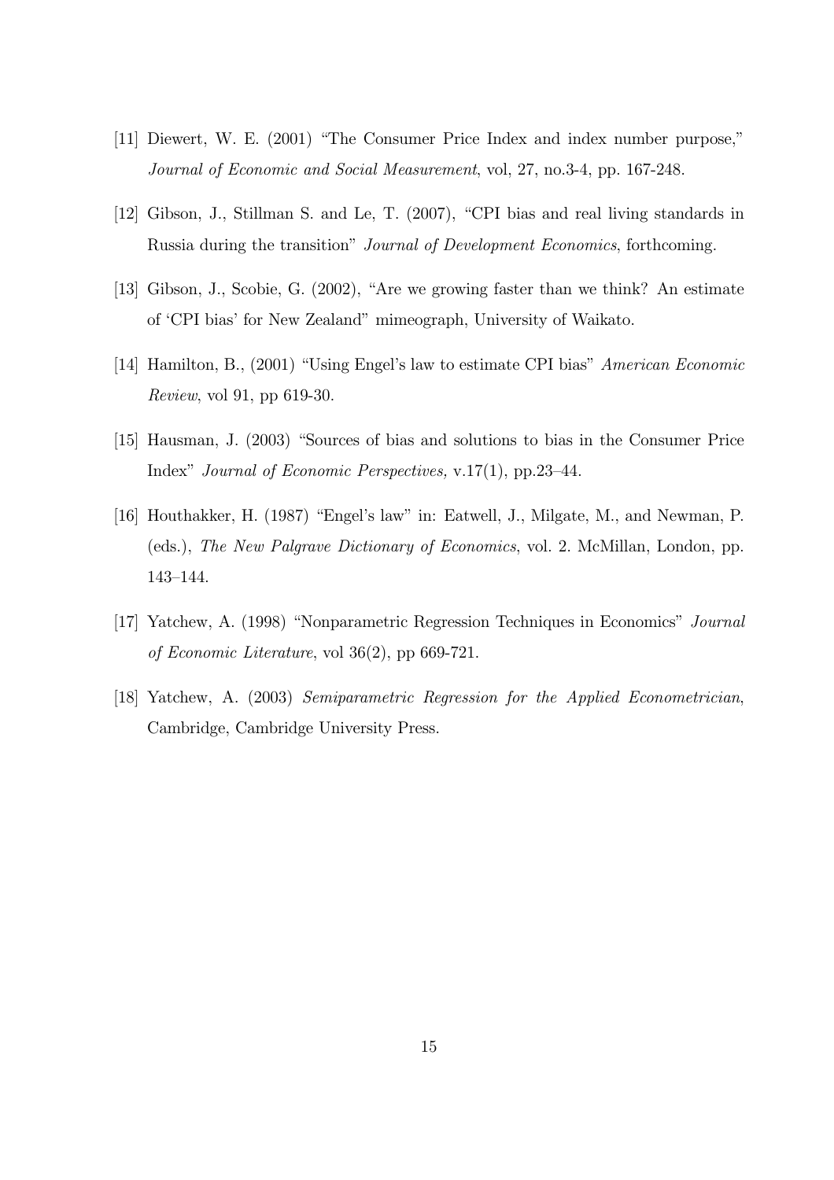[11] Diewert, W. E. (2001) "The Consumer Price Index and index number purpose," *Journal of Economic and Social Measurement*, vol, 27, no.3-4, pp. 167-248.

[12] Gibson, J., Stillman S. and Le, T. (2007), "CPI bias and real living standards in Russia during the transition" *Journal of Development Economics*, forthcoming.

[13] Gibson, J., Scobie, G. (2002), "Are we growing faster than we think? An estimate of 'CPI bias' for New Zealand" mimeograph, University of Waikato.

[14] Hamilton, B., (2001) "Using Engel's law to estimate CPI bias" *American Economic Review*, vol 91, pp 619-30.

[15] Hausman, J. (2003) "Sources of bias and solutions to bias in the Consumer Price Index" *Journal of Economic Perspectives,* v.17(1), pp.23–44.

[16] Houthakker, H. (1987) "Engel's law" in: Eatwell, J., Milgate, M., and Newman, P. (eds.), *The New Palgrave Dictionary of Economics*, vol. 2. McMillan, London, pp. 143–144.

[17] Yatchew, A. (1998) "Nonparametric Regression Techniques in Economics" *Journal of Economic Literature*, vol 36(2), pp 669-721.

[18] Yatchew, A. (2003) *Semiparametric Regression for the Applied Econometrician*, Cambridge, Cambridge University Press.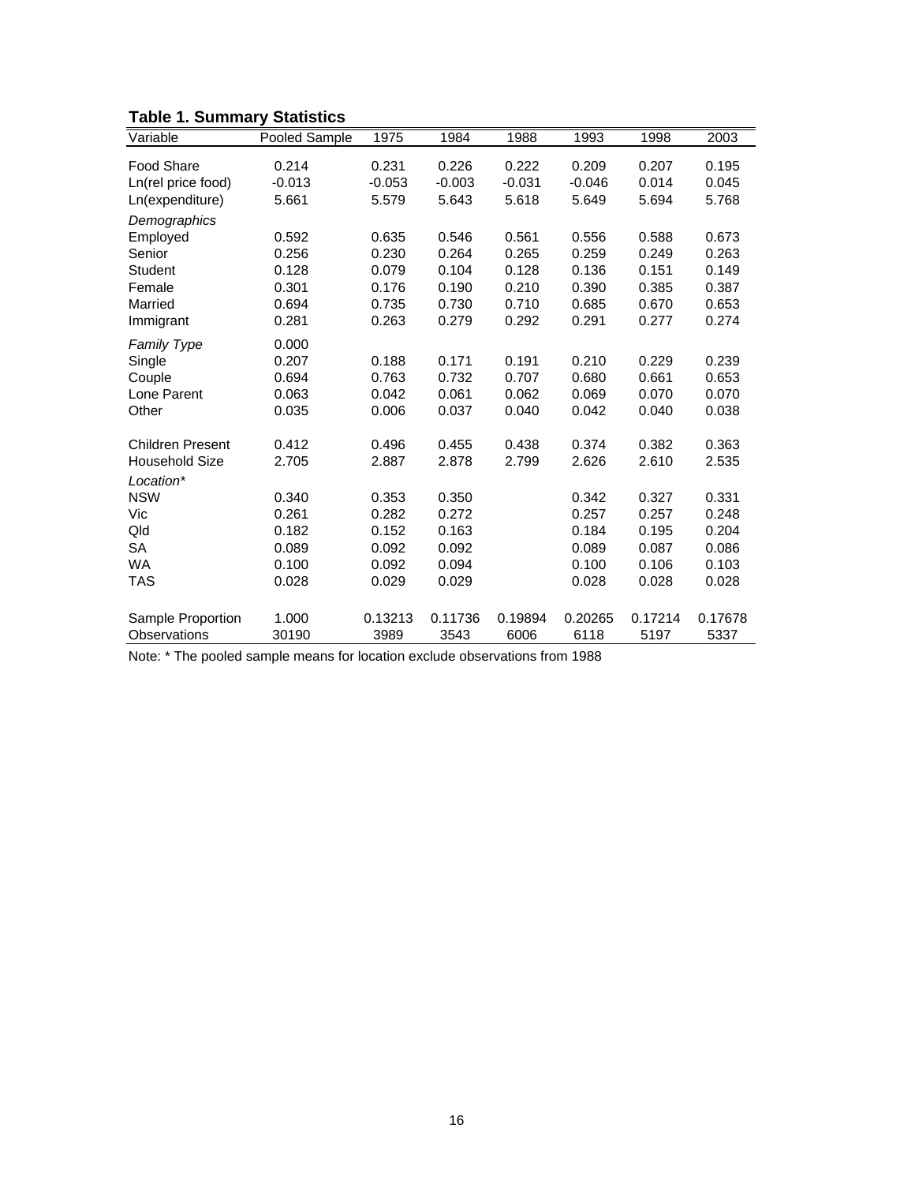**Table 1. Summary Statistics**

| Variable | Pooled Sample | 1975 | 1984 | 1988 | 1993 | 1998 | 2003 |
|---|---|---|---|---|---|---|---|
| Food Share | 0.214 | 0.231 | 0.226 | 0.222 | 0.209 | 0.207 | 0.195 |
| Ln(rel price food) | -0.013 | -0.053 | -0.003 | -0.031 | -0.046 | 0.014 | 0.045 |
| Ln(expenditure) | 5.661 | 5.579 | 5.643 | 5.618 | 5.649 | 5.694 | 5.768 |
| *Demographics* | | | | | | | |
| Employed | 0.592 | 0.635 | 0.546 | 0.561 | 0.556 | 0.588 | 0.673 |
| Senior | 0.256 | 0.230 | 0.264 | 0.265 | 0.259 | 0.249 | 0.263 |
| Student | 0.128 | 0.079 | 0.104 | 0.128 | 0.136 | 0.151 | 0.149 |
| Female | 0.301 | 0.176 | 0.190 | 0.210 | 0.390 | 0.385 | 0.387 |
| Married | 0.694 | 0.735 | 0.730 | 0.710 | 0.685 | 0.670 | 0.653 |
| Immigrant | 0.281 | 0.263 | 0.279 | 0.292 | 0.291 | 0.277 | 0.274 |
| *Family Type* | 0.000 | | | | | | |
| Single | 0.207 | 0.188 | 0.171 | 0.191 | 0.210 | 0.229 | 0.239 |
| Couple | 0.694 | 0.763 | 0.732 | 0.707 | 0.680 | 0.661 | 0.653 |
| Lone Parent | 0.063 | 0.042 | 0.061 | 0.062 | 0.069 | 0.070 | 0.070 |
| Other | 0.035 | 0.006 | 0.037 | 0.040 | 0.042 | 0.040 | 0.038 |
| Children Present | 0.412 | 0.496 | 0.455 | 0.438 | 0.374 | 0.382 | 0.363 |
| Household Size | 2.705 | 2.887 | 2.878 | 2.799 | 2.626 | 2.610 | 2.535 |
| *Location\** | | | | | | | |
| NSW | 0.340 | 0.353 | 0.350 | | 0.342 | 0.327 | 0.331 |
| Vic | 0.261 | 0.282 | 0.272 | | 0.257 | 0.257 | 0.248 |
| Qld | 0.182 | 0.152 | 0.163 | | 0.184 | 0.195 | 0.204 |
| SA | 0.089 | 0.092 | 0.092 | | 0.089 | 0.087 | 0.086 |
| WA | 0.100 | 0.092 | 0.094 | | 0.100 | 0.106 | 0.103 |
| TAS | 0.028 | 0.029 | 0.029 | | 0.028 | 0.028 | 0.028 |
| Sample Proportion | 1.000 | 0.13213 | 0.11736 | 0.19894 | 0.20265 | 0.17214 | 0.17678 |
| Observations | 30190 | 3989 | 3543 | 6006 | 6118 | 5197 | 5337 |

Note: * The pooled sample means for location exclude observations from 1988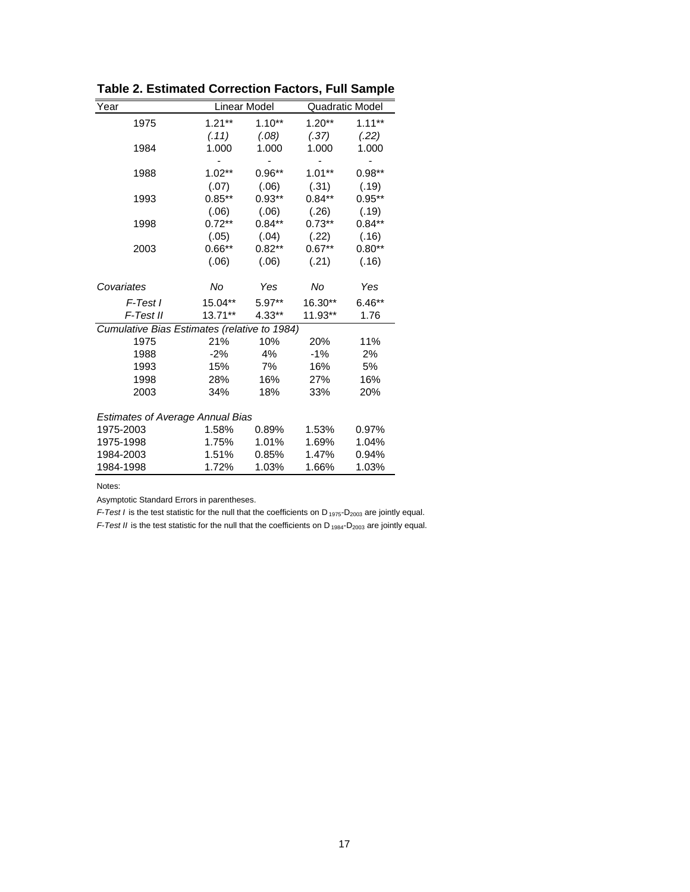## Table 2. Estimated Correction Factors, Full Sample

| Year | Linear Model | | Quadratic Model | |
|---|---|---|---|---|
| 1975 | 1.21** | 1.10** | 1.20** | 1.11** |
| | *(.11)* | *(.08)* | *(.37)* | *(.22)* |
| 1984 | 1.000 | 1.000 | 1.000 | 1.000 |
| | - | - | - | - |
| 1988 | 1.02** | 0.96** | 1.01** | 0.98** |
| | (.07) | (.06) | (.31) | (.19) |
| 1993 | 0.85** | 0.93** | 0.84** | 0.95** |
| | (.06) | (.06) | (.26) | (.19) |
| 1998 | 0.72** | 0.84** | 0.73** | 0.84** |
| | (.05) | (.04) | (.22) | (.16) |
| 2003 | 0.66** | 0.82** | 0.67** | 0.80** |
| | (.06) | (.06) | (.21) | (.16) |
| *Covariates* | *No* | *Yes* | *No* | *Yes* |
| *F-Test I* | 15.04** | 5.97** | 16.30** | 6.46** |
| *F-Test II* | 13.71** | 4.33** | 11.93** | 1.76 |
| *Cumulative Bias Estimates (relative to 1984)* | | | | |
| 1975 | 21% | 10% | 20% | 11% |
| 1988 | -2% | 4% | -1% | 2% |
| 1993 | 15% | 7% | 16% | 5% |
| 1998 | 28% | 16% | 27% | 16% |
| 2003 | 34% | 18% | 33% | 20% |
| *Estimates of Average Annual Bias* | | | | |
| 1975-2003 | 1.58% | 0.89% | 1.53% | 0.97% |
| 1975-1998 | 1.75% | 1.01% | 1.69% | 1.04% |
| 1984-2003 | 1.51% | 0.85% | 1.47% | 0.94% |
| 1984-1998 | 1.72% | 1.03% | 1.66% | 1.03% |

Notes:

Asymptotic Standard Errors in parentheses.

*F-Test I* is the test statistic for the null that the coefficients on $D_{1975}$-$D_{2003}$ are jointly equal.

*F-Test II* is the test statistic for the null that the coefficients on $D_{1984}$-$D_{2003}$ are jointly equal.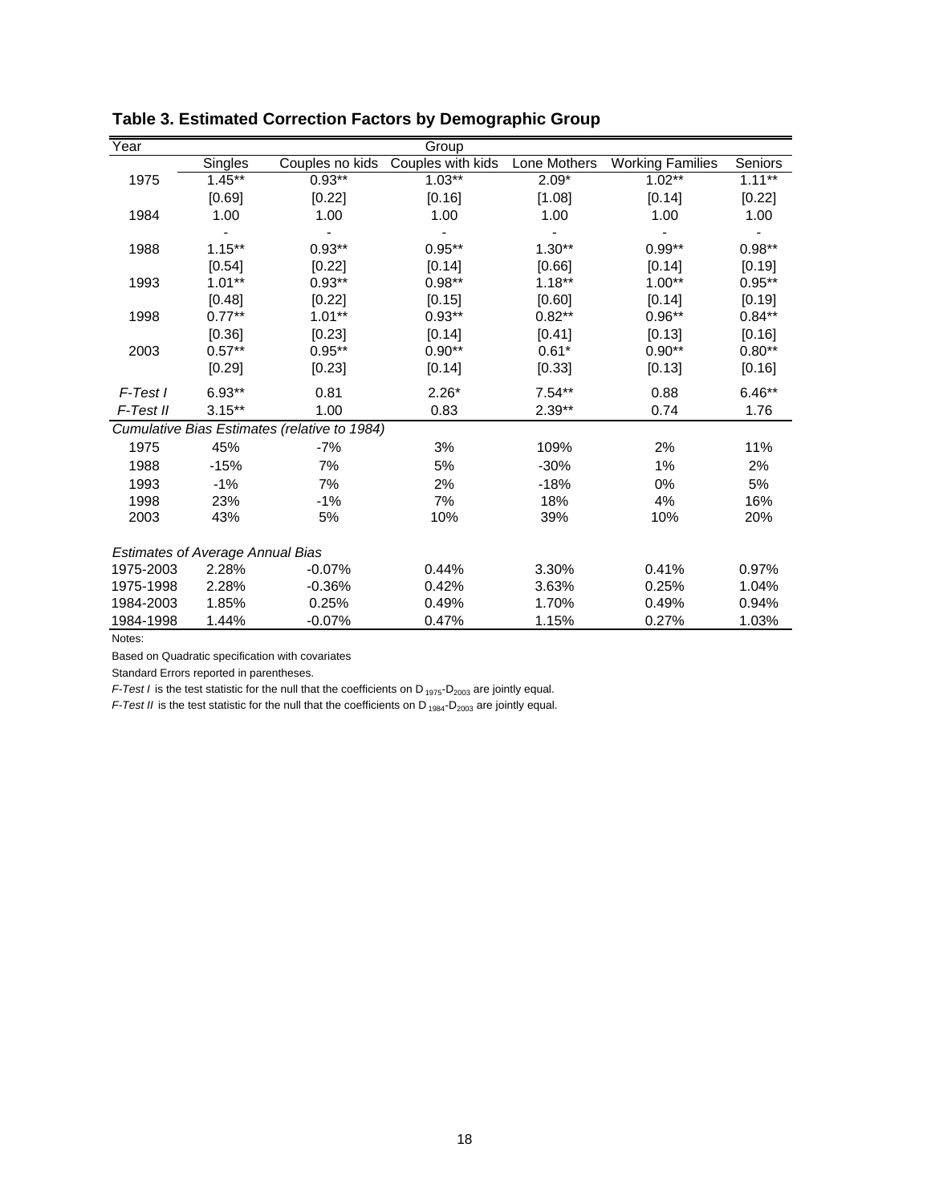**Table 3. Estimated Correction Factors by Demographic Group**

| Year | Group | | | | | |
|---|---|---|---|---|---|---|
| | Singles | Couples no kids | Couples with kids | Lone Mothers | Working Families | Seniors |
| 1975 | 1.45** | 0.93** | 1.03** | 2.09* | 1.02** | 1.11** |
| | [0.69] | [0.22] | [0.16] | [1.08] | [0.14] | [0.22] |
| 1984 | 1.00 | 1.00 | 1.00 | 1.00 | 1.00 | 1.00 |
| | - | - | - | - | - | - |
| 1988 | 1.15** | 0.93** | 0.95** | 1.30** | 0.99** | 0.98** |
| | [0.54] | [0.22] | [0.14] | [0.66] | [0.14] | [0.19] |
| 1993 | 1.01** | 0.93** | 0.98** | 1.18** | 1.00** | 0.95** |
| | [0.48] | [0.22] | [0.15] | [0.60] | [0.14] | [0.19] |
| 1998 | 0.77** | 1.01** | 0.93** | 0.82** | 0.96** | 0.84** |
| | [0.36] | [0.23] | [0.14] | [0.41] | [0.13] | [0.16] |
| 2003 | 0.57** | 0.95** | 0.90** | 0.61* | 0.90** | 0.80** |
| | [0.29] | [0.23] | [0.14] | [0.33] | [0.13] | [0.16] |
| *F-Test I* | 6.93** | 0.81 | 2.26* | 7.54** | 0.88 | 6.46** |
| *F-Test II* | 3.15** | 1.00 | 0.83 | 2.39** | 0.74 | 1.76 |
| *Cumulative Bias Estimates (relative to 1984)* | | | | | | |
| 1975 | 45% | -7% | 3% | 109% | 2% | 11% |
| 1988 | -15% | 7% | 5% | -30% | 1% | 2% |
| 1993 | -1% | 7% | 2% | -18% | 0% | 5% |
| 1998 | 23% | -1% | 7% | 18% | 4% | 16% |
| 2003 | 43% | 5% | 10% | 39% | 10% | 20% |
| *Estimates of Average Annual Bias* | | | | | | |
| 1975-2003 | 2.28% | -0.07% | 0.44% | 3.30% | 0.41% | 0.97% |
| 1975-1998 | 2.28% | -0.36% | 0.42% | 3.63% | 0.25% | 1.04% |
| 1984-2003 | 1.85% | 0.25% | 0.49% | 1.70% | 0.49% | 0.94% |
| 1984-1998 | 1.44% | -0.07% | 0.47% | 1.15% | 0.27% | 1.03% |

Notes:

Based on Quadratic specification with covariates

Standard Errors reported in parentheses.

*F-Test I* is the test statistic for the null that the coefficients on $D_{1975}$-$D_{2003}$ are jointly equal.

*F-Test II* is the test statistic for the null that the coefficients on $D_{1984}$-$D_{2003}$ are jointly equal.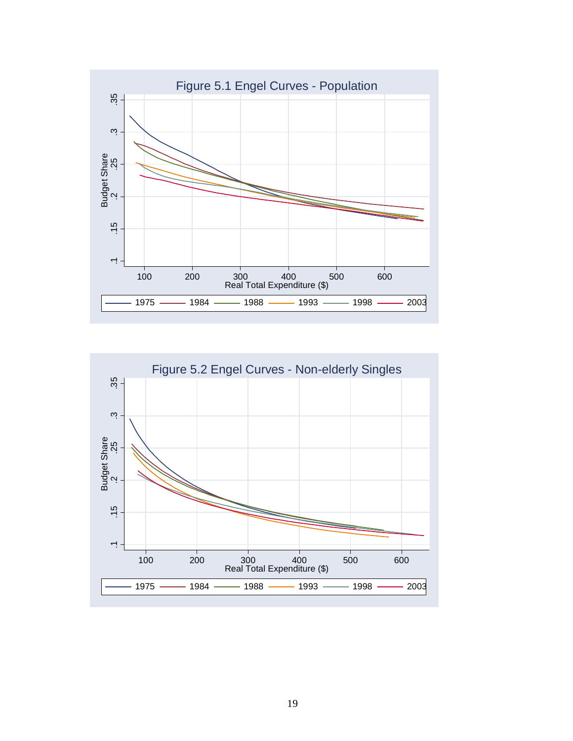Figure 5.1 Engel Curves - Population

Figure 5.2 Engel Curves - Non-elderly Singles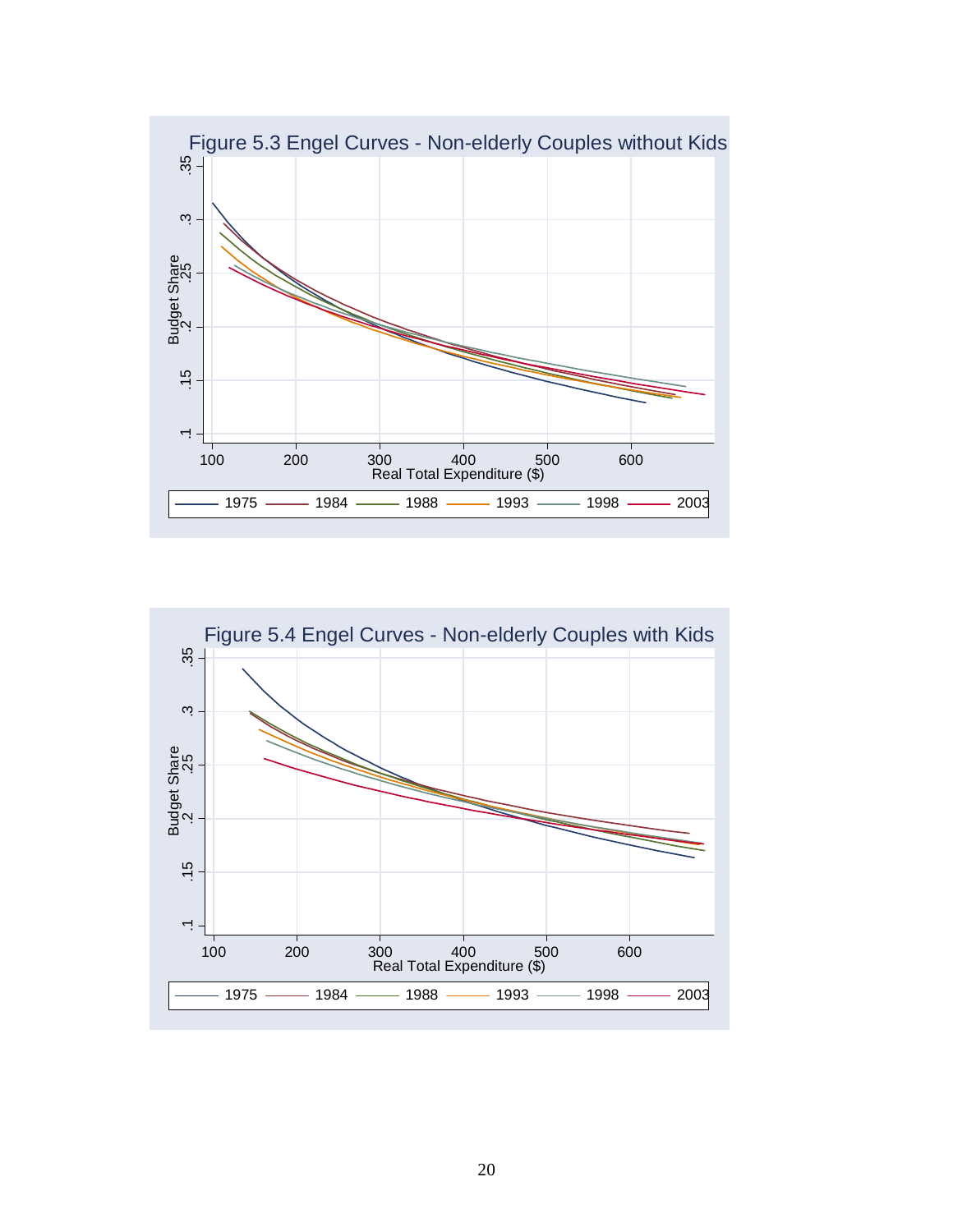Figure 5.3 Engel Curves - Non-elderly Couples without Kids

Figure 5.4 Engel Curves - Non-elderly Couples with Kids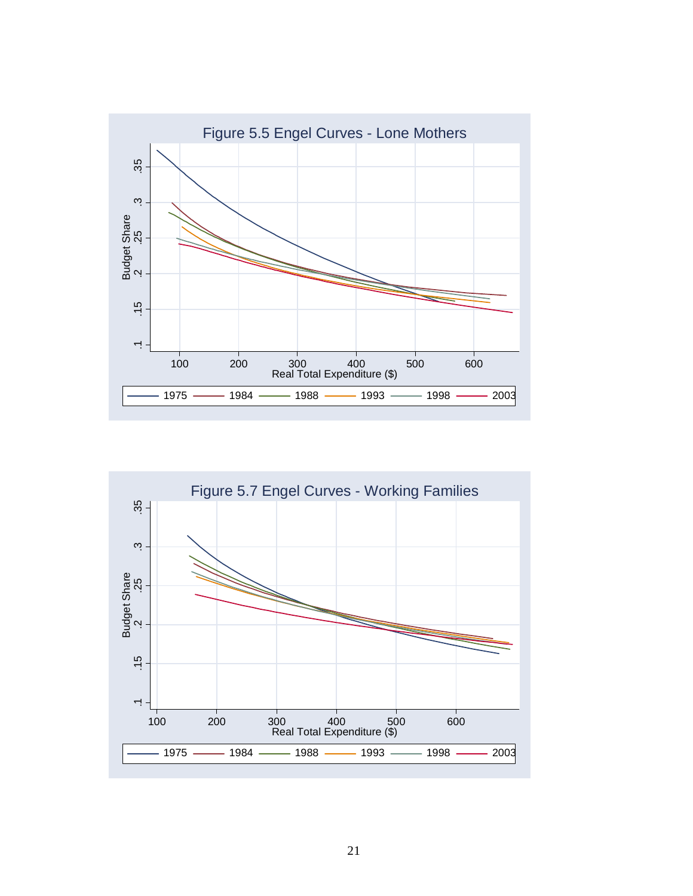Figure 5.5 Engel Curves - Lone Mothers

Figure 5.7 Engel Curves - Working Families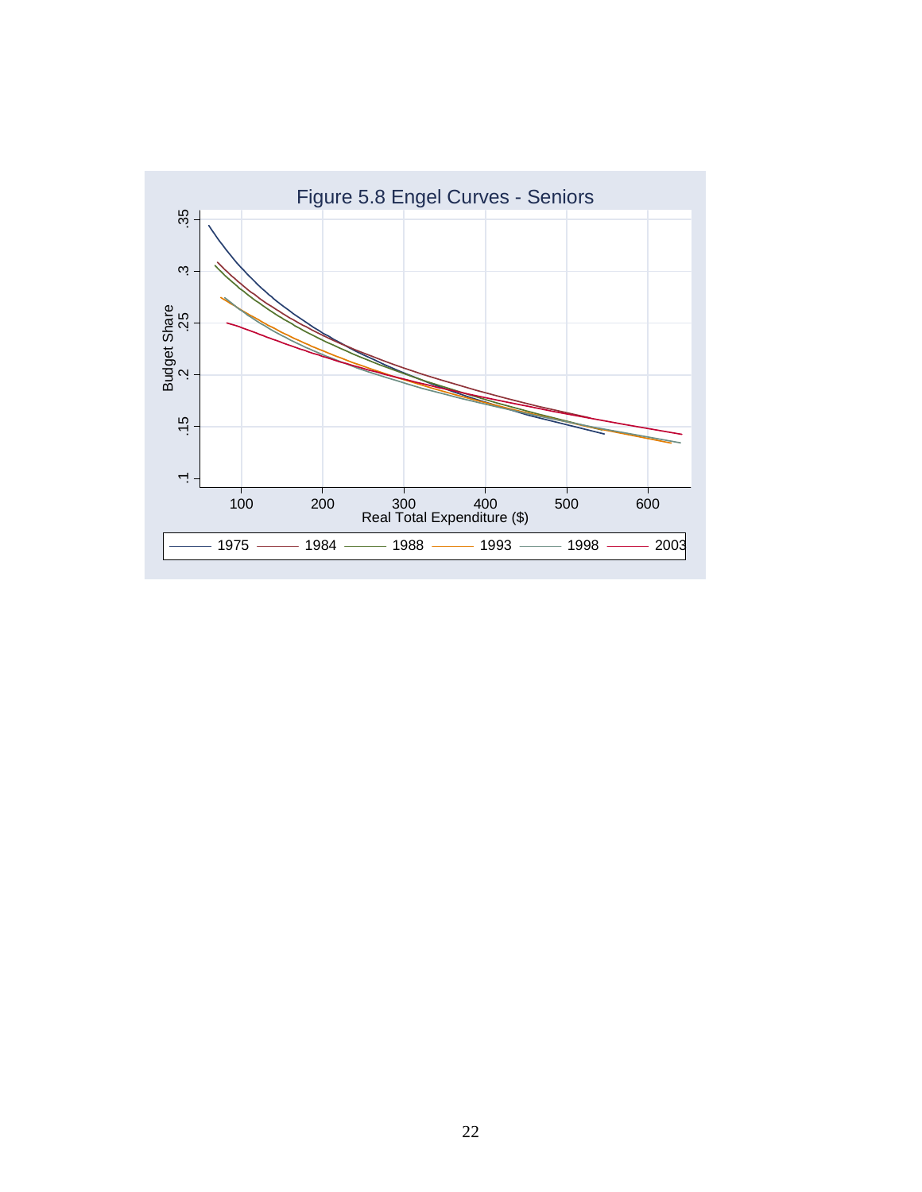Figure 5.8 Engel Curves - Seniors

Budget Share

.1
.15
.2
.25
.3
.35

100
200
300
400
500
600

Real Total Expenditure ($)

1975
1984
1988
1993
1998
2003